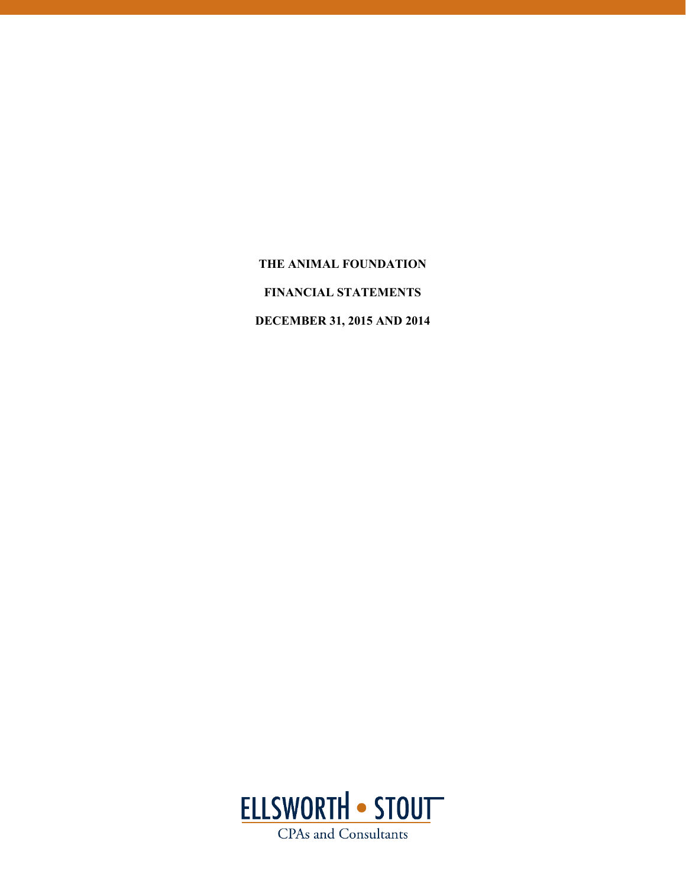# THE ANIMAL FOUNDATION

## FINANCIAL STATEMENTS

## DECEMBER 31, 2015 AND 2014

ELLSWORTH • STOUT

CPAs and Consultants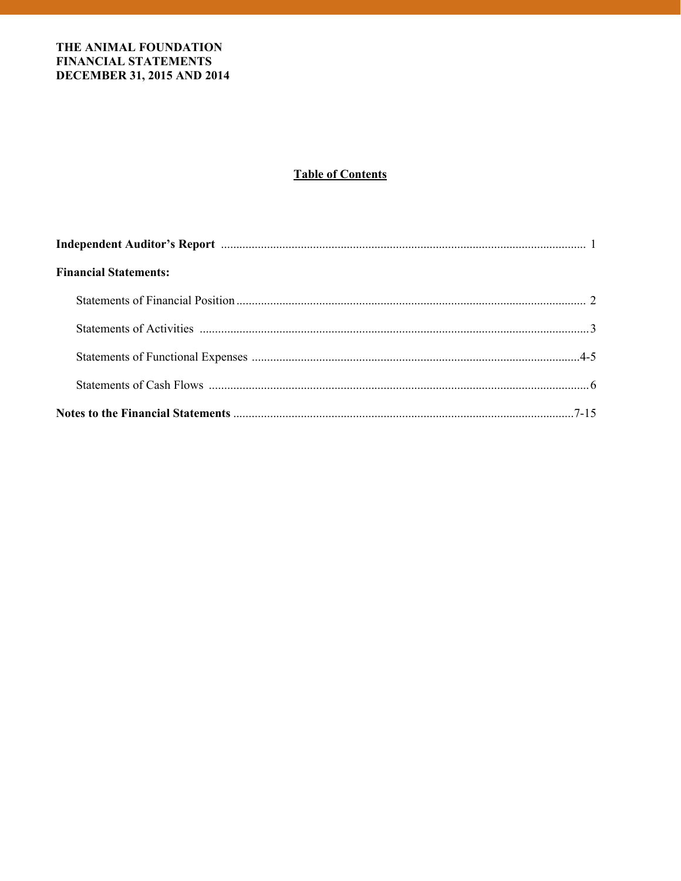**THE ANIMAL FOUNDATION**
**FINANCIAL STATEMENTS**
**DECEMBER 31, 2015 AND 2014**

## Table of Contents

| | |
|---|---|
| **Independent Auditor's Report** | 1 |
| **Financial Statements:** | |
| Statements of Financial Position | 2 |
| Statements of Activities | 3 |
| Statements of Functional Expenses | 4-5 |
| Statements of Cash Flows | 6 |
| **Notes to the Financial Statements** | 7-15 |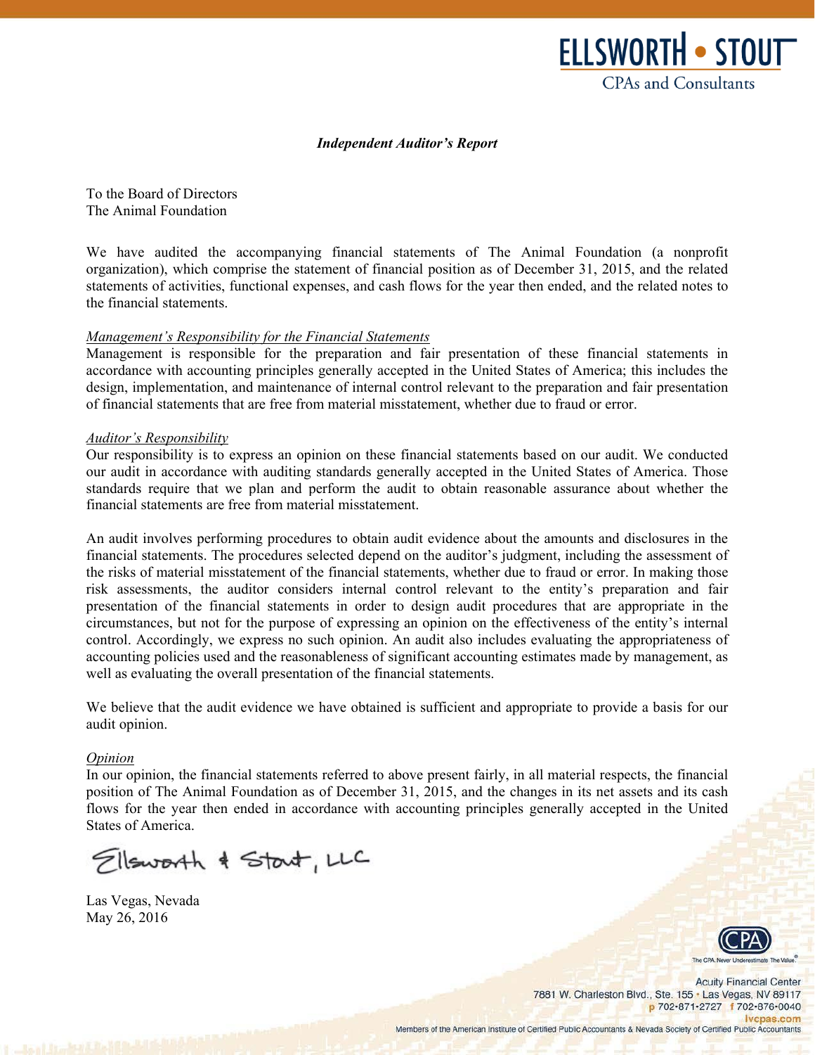ELLSWORTH • STOUT
CPAs and Consultants

***Independent Auditor's Report***

To the Board of Directors
The Animal Foundation

We have audited the accompanying financial statements of The Animal Foundation (a nonprofit organization), which comprise the statement of financial position as of December 31, 2015, and the related statements of activities, functional expenses, and cash flows for the year then ended, and the related notes to the financial statements.

*Management's Responsibility for the Financial Statements*
Management is responsible for the preparation and fair presentation of these financial statements in accordance with accounting principles generally accepted in the United States of America; this includes the design, implementation, and maintenance of internal control relevant to the preparation and fair presentation of financial statements that are free from material misstatement, whether due to fraud or error.

*Auditor's Responsibility*
Our responsibility is to express an opinion on these financial statements based on our audit. We conducted our audit in accordance with auditing standards generally accepted in the United States of America. Those standards require that we plan and perform the audit to obtain reasonable assurance about whether the financial statements are free from material misstatement.

An audit involves performing procedures to obtain audit evidence about the amounts and disclosures in the financial statements. The procedures selected depend on the auditor's judgment, including the assessment of the risks of material misstatement of the financial statements, whether due to fraud or error. In making those risk assessments, the auditor considers internal control relevant to the entity's preparation and fair presentation of the financial statements in order to design audit procedures that are appropriate in the circumstances, but not for the purpose of expressing an opinion on the effectiveness of the entity's internal control. Accordingly, we express no such opinion. An audit also includes evaluating the appropriateness of accounting policies used and the reasonableness of significant accounting estimates made by management, as well as evaluating the overall presentation of the financial statements.

We believe that the audit evidence we have obtained is sufficient and appropriate to provide a basis for our audit opinion.

*Opinion*
In our opinion, the financial statements referred to above present fairly, in all material respects, the financial position of The Animal Foundation as of December 31, 2015, and the changes in its net assets and its cash flows for the year then ended in accordance with accounting principles generally accepted in the United States of America.

Ellsworth & Stout, LLC

Las Vegas, Nevada
May 26, 2016

Acuity Financial Center
7881 W. Charleston Blvd., Ste. 155 • Las Vegas, NV 89117
p 702-871-2727 f 702-876-0040
lvcpas.com
Members of the American Institute of Certified Public Accountants & Nevada Society of Certified Public Accountants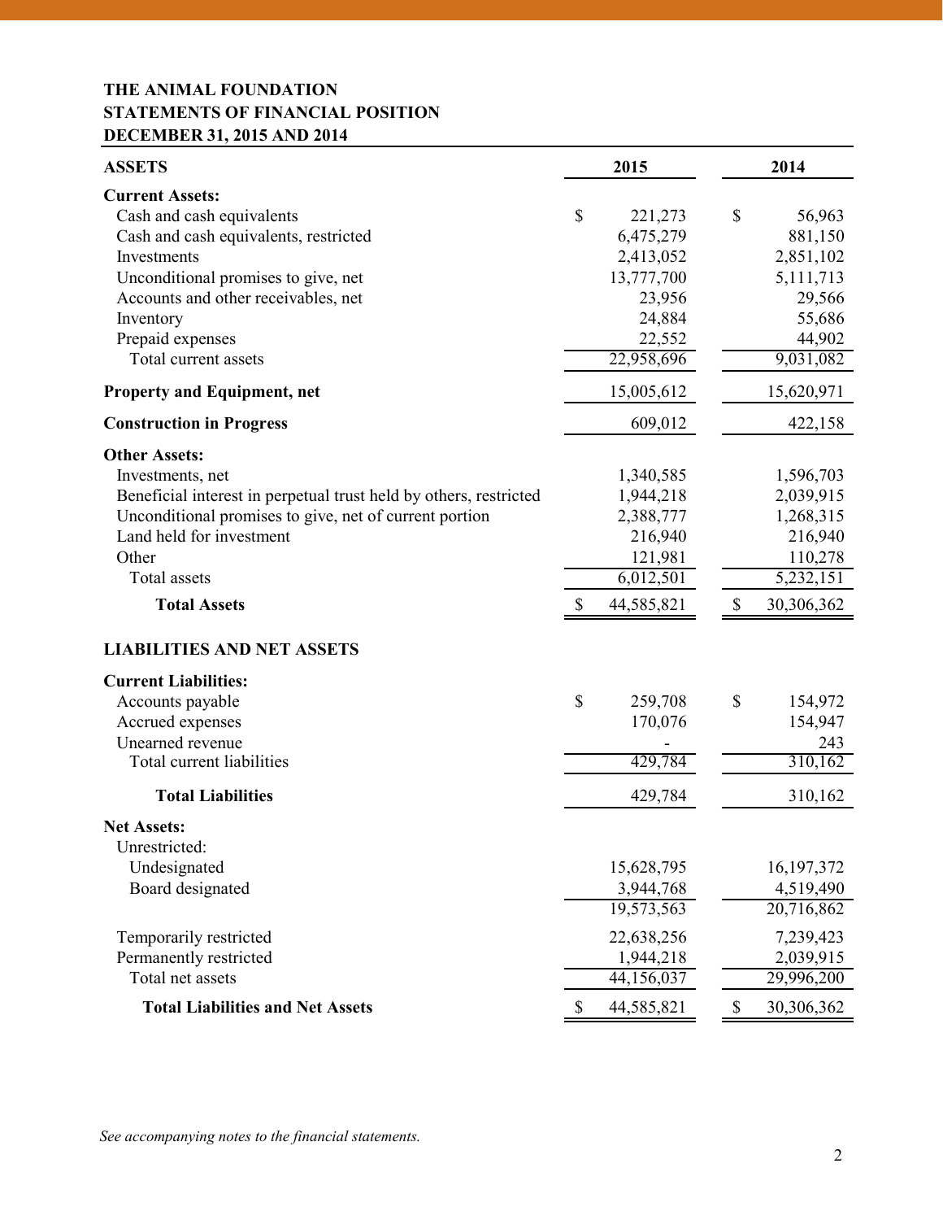**THE ANIMAL FOUNDATION**
**STATEMENTS OF FINANCIAL POSITION**
**DECEMBER 31, 2015 AND 2014**

| **ASSETS** | **2015** | **2014** |
|---|---|---|
| **Current Assets:** | | |
| Cash and cash equivalents | $ 221,273 | $ 56,963 |
| Cash and cash equivalents, restricted | 6,475,279 | 881,150 |
| Investments | 2,413,052 | 2,851,102 |
| Unconditional promises to give, net | 13,777,700 | 5,111,713 |
| Accounts and other receivables, net | 23,956 | 29,566 |
| Inventory | 24,884 | 55,686 |
| Prepaid expenses | 22,552 | 44,902 |
| Total current assets | 22,958,696 | 9,031,082 |
| **Property and Equipment, net** | 15,005,612 | 15,620,971 |
| **Construction in Progress** | 609,012 | 422,158 |
| **Other Assets:** | | |
| Investments, net | 1,340,585 | 1,596,703 |
| Beneficial interest in perpetual trust held by others, restricted | 1,944,218 | 2,039,915 |
| Unconditional promises to give, net of current portion | 2,388,777 | 1,268,315 |
| Land held for investment | 216,940 | 216,940 |
| Other | 121,981 | 110,278 |
| Total assets | 6,012,501 | 5,232,151 |
| **Total Assets** | $ 44,585,821 | $ 30,306,362 |
| | | |
| **LIABILITIES AND NET ASSETS** | | |
| **Current Liabilities:** | | |
| Accounts payable | $ 259,708 | $ 154,972 |
| Accrued expenses | 170,076 | 154,947 |
| Unearned revenue | - | 243 |
| Total current liabilities | 429,784 | 310,162 |
| **Total Liabilities** | 429,784 | 310,162 |
| **Net Assets:** | | |
| Unrestricted: | | |
| Undesignated | 15,628,795 | 16,197,372 |
| Board designated | 3,944,768 | 4,519,490 |
| | 19,573,563 | 20,716,862 |
| Temporarily restricted | 22,638,256 | 7,239,423 |
| Permanently restricted | 1,944,218 | 2,039,915 |
| Total net assets | 44,156,037 | 29,996,200 |
| **Total Liabilities and Net Assets** | $ 44,585,821 | $ 30,306,362 |

*See accompanying notes to the financial statements.*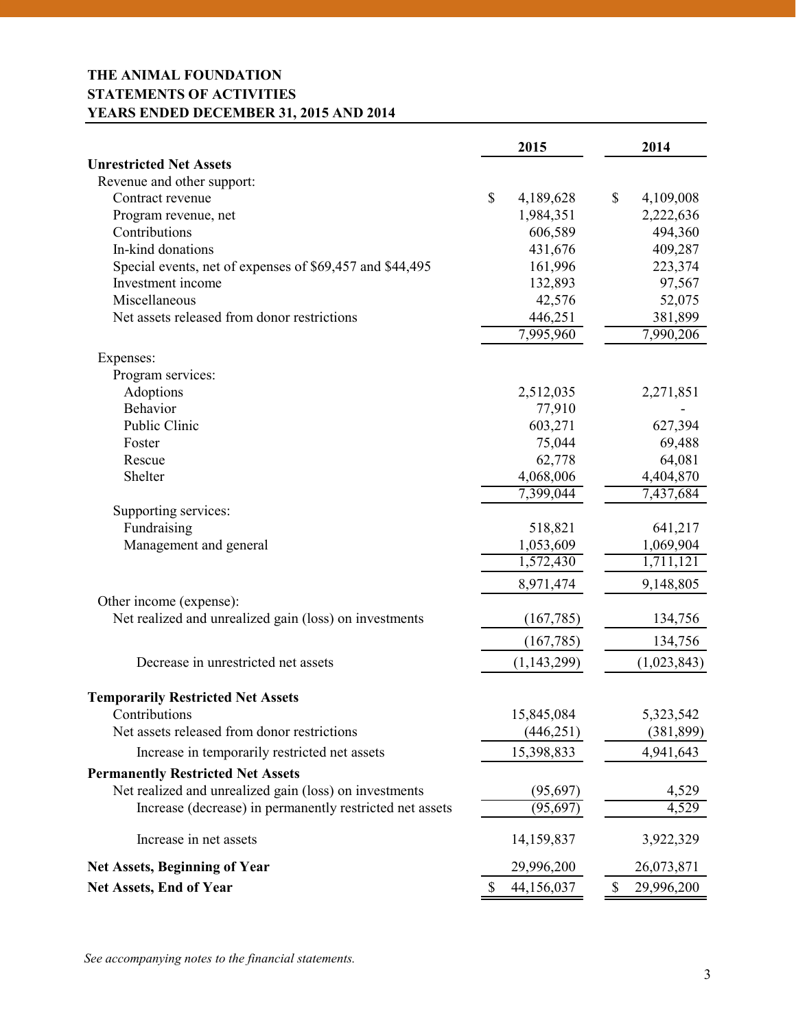**THE ANIMAL FOUNDATION**
**STATEMENTS OF ACTIVITIES**
**YEARS ENDED DECEMBER 31, 2015 AND 2014**

| | 2015 | 2014 |
|---|---|---|
| **Unrestricted Net Assets** | | |
| Revenue and other support: | | |
| Contract revenue | $ 4,189,628 | $ 4,109,008 |
| Program revenue, net | 1,984,351 | 2,222,636 |
| Contributions | 606,589 | 494,360 |
| In-kind donations | 431,676 | 409,287 |
| Special events, net of expenses of $69,457 and $44,495 | 161,996 | 223,374 |
| Investment income | 132,893 | 97,567 |
| Miscellaneous | 42,576 | 52,075 |
| Net assets released from donor restrictions | 446,251 | 381,899 |
| | 7,995,960 | 7,990,206 |
| Expenses: | | |
| Program services: | | |
| Adoptions | 2,512,035 | 2,271,851 |
| Behavior | 77,910 | - |
| Public Clinic | 603,271 | 627,394 |
| Foster | 75,044 | 69,488 |
| Rescue | 62,778 | 64,081 |
| Shelter | 4,068,006 | 4,404,870 |
| | 7,399,044 | 7,437,684 |
| Supporting services: | | |
| Fundraising | 518,821 | 641,217 |
| Management and general | 1,053,609 | 1,069,904 |
| | 1,572,430 | 1,711,121 |
| | 8,971,474 | 9,148,805 |
| Other income (expense): | | |
| Net realized and unrealized gain (loss) on investments | (167,785) | 134,756 |
| | (167,785) | 134,756 |
| Decrease in unrestricted net assets | (1,143,299) | (1,023,843) |
| **Temporarily Restricted Net Assets** | | |
| Contributions | 15,845,084 | 5,323,542 |
| Net assets released from donor restrictions | (446,251) | (381,899) |
| Increase in temporarily restricted net assets | 15,398,833 | 4,941,643 |
| **Permanently Restricted Net Assets** | | |
| Net realized and unrealized gain (loss) on investments | (95,697) | 4,529 |
| Increase (decrease) in permanently restricted net assets | (95,697) | 4,529 |
| Increase in net assets | 14,159,837 | 3,922,329 |
| **Net Assets, Beginning of Year** | 29,996,200 | 26,073,871 |
| **Net Assets, End of Year** | $ 44,156,037 | $ 29,996,200 |

*See accompanying notes to the financial statements.*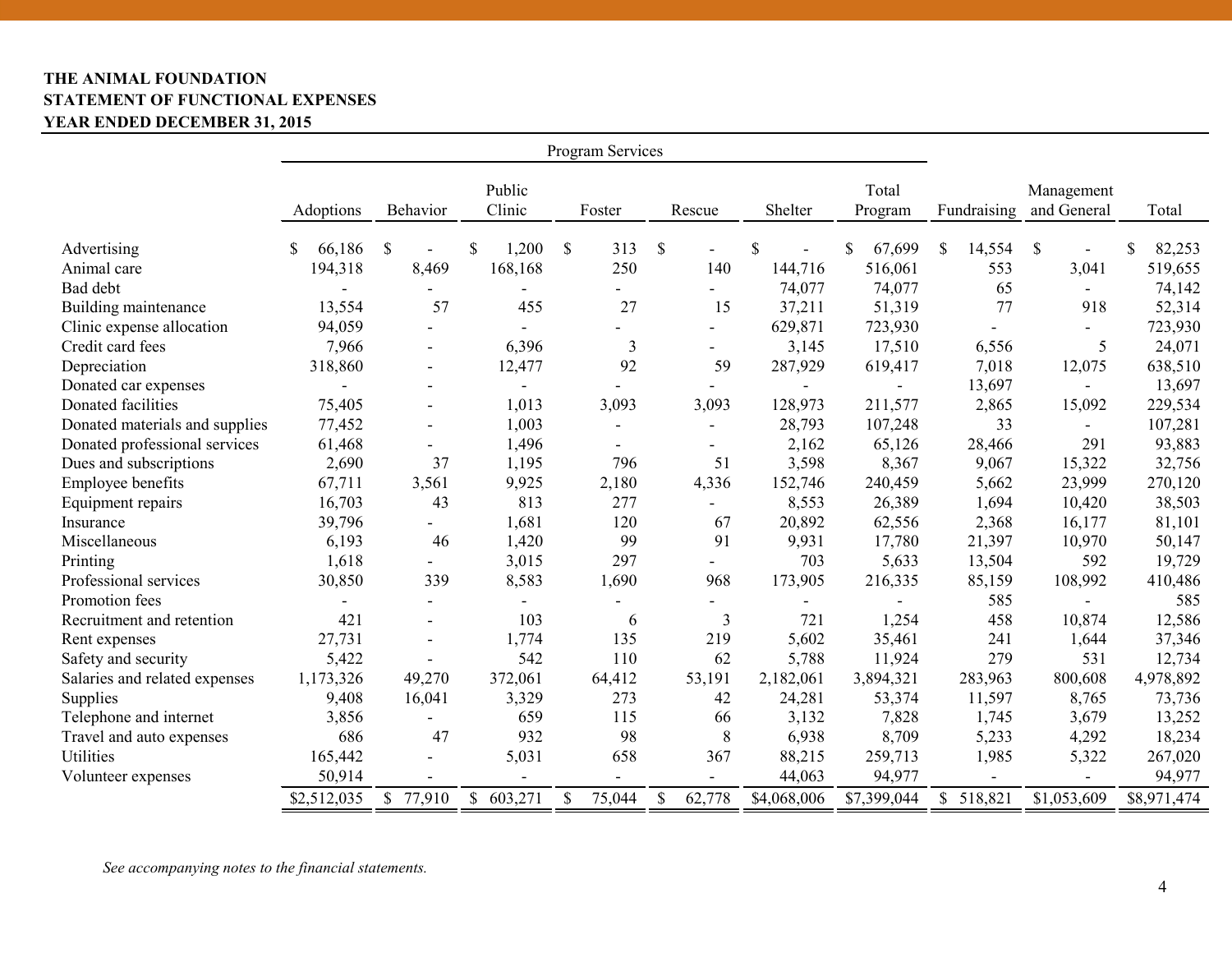**THE ANIMAL FOUNDATION**
**STATEMENT OF FUNCTIONAL EXPENSES**
**YEAR ENDED DECEMBER 31, 2015**

| | Program Services | | | | | | | | | |
|---|---|---|---|---|---|---|---|---|---|---|
| | Adoptions | Behavior | Public Clinic | Foster | Rescue | Shelter | Total Program | Fundraising | Management and General | Total |
| Advertising | $ 66,186 | $ - | $ 1,200 | $ 313 | $ - | $ - | $ 67,699 | $ 14,554 | $ - | $ 82,253 |
| Animal care | 194,318 | 8,469 | 168,168 | 250 | 140 | 144,716 | 516,061 | 553 | 3,041 | 519,655 |
| Bad debt | - | - | - | - | - | 74,077 | 74,077 | 65 | - | 74,142 |
| Building maintenance | 13,554 | 57 | 455 | 27 | 15 | 37,211 | 51,319 | 77 | 918 | 52,314 |
| Clinic expense allocation | 94,059 | - | - | - | - | 629,871 | 723,930 | - | - | 723,930 |
| Credit card fees | 7,966 | - | 6,396 | 3 | - | 3,145 | 17,510 | 6,556 | 5 | 24,071 |
| Depreciation | 318,860 | - | 12,477 | 92 | 59 | 287,929 | 619,417 | 7,018 | 12,075 | 638,510 |
| Donated car expenses | - | - | - | - | - | - | - | 13,697 | - | 13,697 |
| Donated facilities | 75,405 | - | 1,013 | 3,093 | 3,093 | 128,973 | 211,577 | 2,865 | 15,092 | 229,534 |
| Donated materials and supplies | 77,452 | - | 1,003 | - | - | 28,793 | 107,248 | 33 | - | 107,281 |
| Donated professional services | 61,468 | - | 1,496 | - | - | 2,162 | 65,126 | 28,466 | 291 | 93,883 |
| Dues and subscriptions | 2,690 | 37 | 1,195 | 796 | 51 | 3,598 | 8,367 | 9,067 | 15,322 | 32,756 |
| Employee benefits | 67,711 | 3,561 | 9,925 | 2,180 | 4,336 | 152,746 | 240,459 | 5,662 | 23,999 | 270,120 |
| Equipment repairs | 16,703 | 43 | 813 | 277 | - | 8,553 | 26,389 | 1,694 | 10,420 | 38,503 |
| Insurance | 39,796 | - | 1,681 | 120 | 67 | 20,892 | 62,556 | 2,368 | 16,177 | 81,101 |
| Miscellaneous | 6,193 | 46 | 1,420 | 99 | 91 | 9,931 | 17,780 | 21,397 | 10,970 | 50,147 |
| Printing | 1,618 | - | 3,015 | 297 | - | 703 | 5,633 | 13,504 | 592 | 19,729 |
| Professional services | 30,850 | 339 | 8,583 | 1,690 | 968 | 173,905 | 216,335 | 85,159 | 108,992 | 410,486 |
| Promotion fees | - | - | - | - | - | - | - | 585 | - | 585 |
| Recruitment and retention | 421 | - | 103 | 6 | 3 | 721 | 1,254 | 458 | 10,874 | 12,586 |
| Rent expenses | 27,731 | - | 1,774 | 135 | 219 | 5,602 | 35,461 | 241 | 1,644 | 37,346 |
| Safety and security | 5,422 | - | 542 | 110 | 62 | 5,788 | 11,924 | 279 | 531 | 12,734 |
| Salaries and related expenses | 1,173,326 | 49,270 | 372,061 | 64,412 | 53,191 | 2,182,061 | 3,894,321 | 283,963 | 800,608 | 4,978,892 |
| Supplies | 9,408 | 16,041 | 3,329 | 273 | 42 | 24,281 | 53,374 | 11,597 | 8,765 | 73,736 |
| Telephone and internet | 3,856 | - | 659 | 115 | 66 | 3,132 | 7,828 | 1,745 | 3,679 | 13,252 |
| Travel and auto expenses | 686 | 47 | 932 | 98 | 8 | 6,938 | 8,709 | 5,233 | 4,292 | 18,234 |
| Utilities | 165,442 | - | 5,031 | 658 | 367 | 88,215 | 259,713 | 1,985 | 5,322 | 267,020 |
| Volunteer expenses | 50,914 | - | - | - | - | 44,063 | 94,977 | - | - | 94,977 |
| | $2,512,035 | $ 77,910 | $ 603,271 | $ 75,044 | $ 62,778 | $4,068,006 | $7,399,044 | $ 518,821 | $1,053,609 | $8,971,474 |

*See accompanying notes to the financial statements.*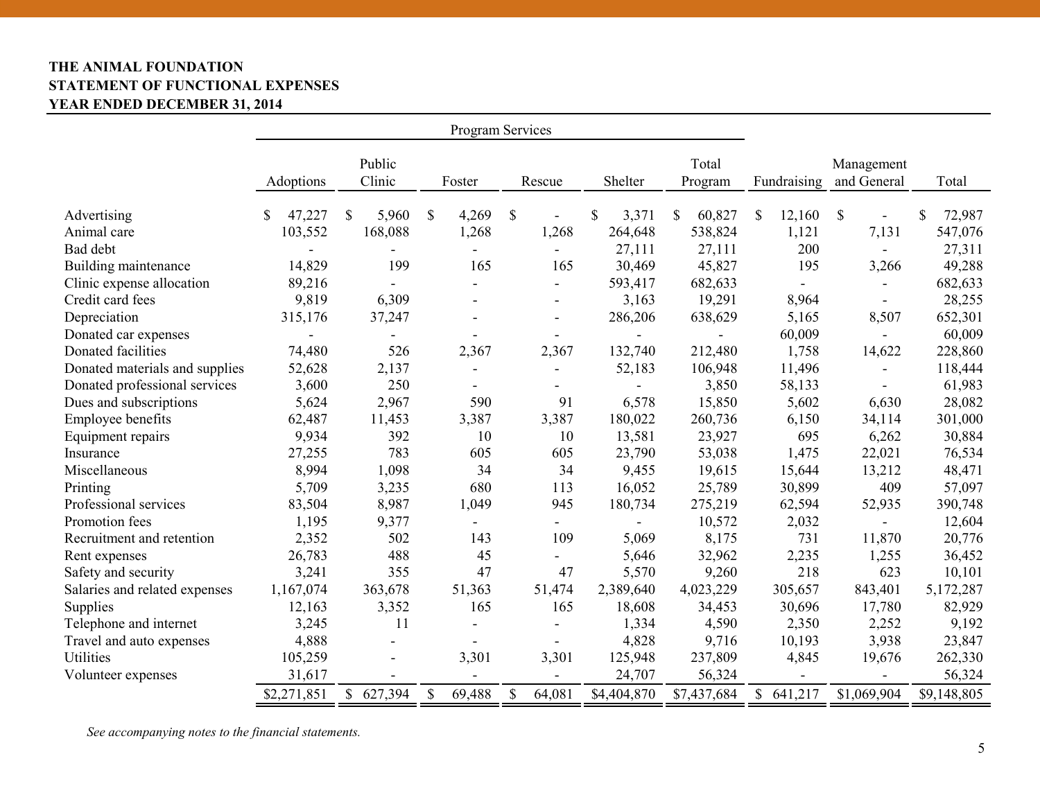**THE ANIMAL FOUNDATION**
**STATEMENT OF FUNCTIONAL EXPENSES**
**YEAR ENDED DECEMBER 31, 2014**

| | Program Services | | | | | | | | |
|---|---|---|---|---|---|---|---|---|---|
| | Adoptions | Public Clinic | Foster | Rescue | Shelter | Total Program | Fundraising | Management and General | Total |
| Advertising | $ 47,227 | $ 5,960 | $ 4,269 | $ - | $ 3,371 | $ 60,827 | $ 12,160 | $ - | $ 72,987 |
| Animal care | 103,552 | 168,088 | 1,268 | 1,268 | 264,648 | 538,824 | 1,121 | 7,131 | 547,076 |
| Bad debt | - | - | - | - | 27,111 | 27,111 | 200 | - | 27,311 |
| Building maintenance | 14,829 | 199 | 165 | 165 | 30,469 | 45,827 | 195 | 3,266 | 49,288 |
| Clinic expense allocation | 89,216 | - | - | - | 593,417 | 682,633 | - | - | 682,633 |
| Credit card fees | 9,819 | 6,309 | - | - | 3,163 | 19,291 | 8,964 | - | 28,255 |
| Depreciation | 315,176 | 37,247 | - | - | 286,206 | 638,629 | 5,165 | 8,507 | 652,301 |
| Donated car expenses | - | - | - | - | - | - | 60,009 | - | 60,009 |
| Donated facilities | 74,480 | 526 | 2,367 | 2,367 | 132,740 | 212,480 | 1,758 | 14,622 | 228,860 |
| Donated materials and supplies | 52,628 | 2,137 | - | - | 52,183 | 106,948 | 11,496 | - | 118,444 |
| Donated professional services | 3,600 | 250 | - | - | - | 3,850 | 58,133 | - | 61,983 |
| Dues and subscriptions | 5,624 | 2,967 | 590 | 91 | 6,578 | 15,850 | 5,602 | 6,630 | 28,082 |
| Employee benefits | 62,487 | 11,453 | 3,387 | 3,387 | 180,022 | 260,736 | 6,150 | 34,114 | 301,000 |
| Equipment repairs | 9,934 | 392 | 10 | 10 | 13,581 | 23,927 | 695 | 6,262 | 30,884 |
| Insurance | 27,255 | 783 | 605 | 605 | 23,790 | 53,038 | 1,475 | 22,021 | 76,534 |
| Miscellaneous | 8,994 | 1,098 | 34 | 34 | 9,455 | 19,615 | 15,644 | 13,212 | 48,471 |
| Printing | 5,709 | 3,235 | 680 | 113 | 16,052 | 25,789 | 30,899 | 409 | 57,097 |
| Professional services | 83,504 | 8,987 | 1,049 | 945 | 180,734 | 275,219 | 62,594 | 52,935 | 390,748 |
| Promotion fees | 1,195 | 9,377 | - | - | - | 10,572 | 2,032 | - | 12,604 |
| Recruitment and retention | 2,352 | 502 | 143 | 109 | 5,069 | 8,175 | 731 | 11,870 | 20,776 |
| Rent expenses | 26,783 | 488 | 45 | - | 5,646 | 32,962 | 2,235 | 1,255 | 36,452 |
| Safety and security | 3,241 | 355 | 47 | 47 | 5,570 | 9,260 | 218 | 623 | 10,101 |
| Salaries and related expenses | 1,167,074 | 363,678 | 51,363 | 51,474 | 2,389,640 | 4,023,229 | 305,657 | 843,401 | 5,172,287 |
| Supplies | 12,163 | 3,352 | 165 | 165 | 18,608 | 34,453 | 30,696 | 17,780 | 82,929 |
| Telephone and internet | 3,245 | 11 | - | - | 1,334 | 4,590 | 2,350 | 2,252 | 9,192 |
| Travel and auto expenses | 4,888 | - | - | - | 4,828 | 9,716 | 10,193 | 3,938 | 23,847 |
| Utilities | 105,259 | - | 3,301 | 3,301 | 125,948 | 237,809 | 4,845 | 19,676 | 262,330 |
| Volunteer expenses | 31,617 | - | - | - | 24,707 | 56,324 | - | - | 56,324 |
| | $2,271,851 | $ 627,394 | $ 69,488 | $ 64,081 | $4,404,870 | $7,437,684 | $ 641,217 | $1,069,904 | $9,148,805 |

*See accompanying notes to the financial statements.*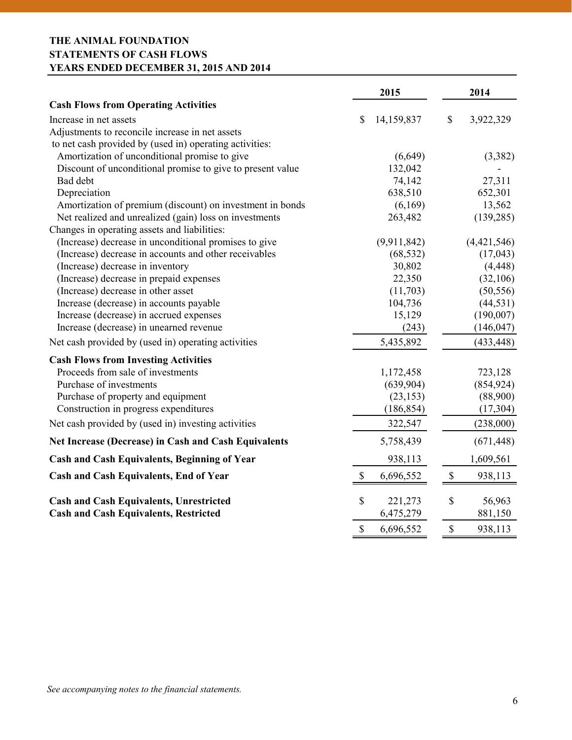**THE ANIMAL FOUNDATION**
**STATEMENTS OF CASH FLOWS**
**YEARS ENDED DECEMBER 31, 2015 AND 2014**

| | 2015 | 2014 |
|---|---|---|
| **Cash Flows from Operating Activities** | | |
| Increase in net assets | $ 14,159,837 | $ 3,922,329 |
| Adjustments to reconcile increase in net assets to net cash provided by (used in) operating activities: | | |
| Amortization of unconditional promise to give | (6,649) | (3,382) |
| Discount of unconditional promise to give to present value | 132,042 | - |
| Bad debt | 74,142 | 27,311 |
| Depreciation | 638,510 | 652,301 |
| Amortization of premium (discount) on investment in bonds | (6,169) | 13,562 |
| Net realized and unrealized (gain) loss on investments | 263,482 | (139,285) |
| Changes in operating assets and liabilities: | | |
| (Increase) decrease in unconditional promises to give | (9,911,842) | (4,421,546) |
| (Increase) decrease in accounts and other receivables | (68,532) | (17,043) |
| (Increase) decrease in inventory | 30,802 | (4,448) |
| (Increase) decrease in prepaid expenses | 22,350 | (32,106) |
| (Increase) decrease in other asset | (11,703) | (50,556) |
| Increase (decrease) in accounts payable | 104,736 | (44,531) |
| Increase (decrease) in accrued expenses | 15,129 | (190,007) |
| Increase (decrease) in unearned revenue | (243) | (146,047) |
| Net cash provided by (used in) operating activities | 5,435,892 | (433,448) |
| **Cash Flows from Investing Activities** | | |
| Proceeds from sale of investments | 1,172,458 | 723,128 |
| Purchase of investments | (639,904) | (854,924) |
| Purchase of property and equipment | (23,153) | (88,900) |
| Construction in progress expenditures | (186,854) | (17,304) |
| Net cash provided by (used in) investing activities | 322,547 | (238,000) |
| **Net Increase (Decrease) in Cash and Cash Equivalents** | 5,758,439 | (671,448) |
| **Cash and Cash Equivalents, Beginning of Year** | 938,113 | 1,609,561 |
| **Cash and Cash Equivalents, End of Year** | $ 6,696,552 | $ 938,113 |
| **Cash and Cash Equivalents, Unrestricted** | $ 221,273 | $ 56,963 |
| **Cash and Cash Equivalents, Restricted** | 6,475,279 | 881,150 |
| | $ 6,696,552 | $ 938,113 |

*See accompanying notes to the financial statements.*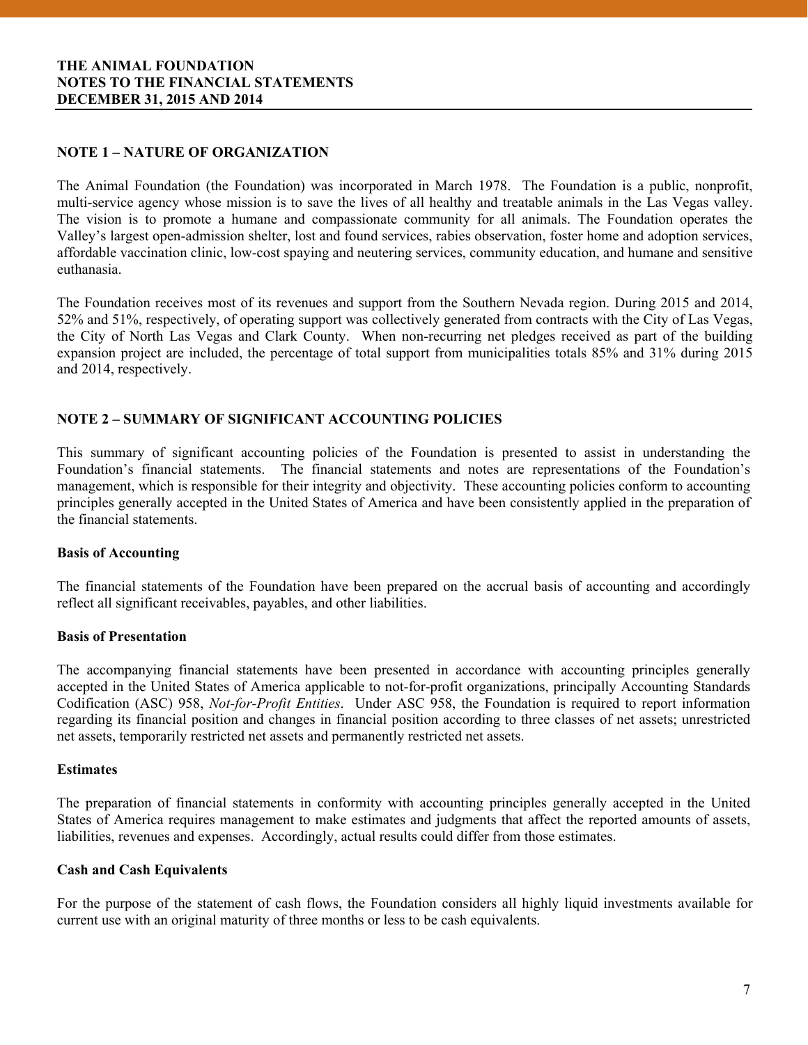**THE ANIMAL FOUNDATION**
**NOTES TO THE FINANCIAL STATEMENTS**
**DECEMBER 31, 2015 AND 2014**

## NOTE 1 – NATURE OF ORGANIZATION

The Animal Foundation (the Foundation) was incorporated in March 1978. The Foundation is a public, nonprofit, multi-service agency whose mission is to save the lives of all healthy and treatable animals in the Las Vegas valley. The vision is to promote a humane and compassionate community for all animals. The Foundation operates the Valley's largest open-admission shelter, lost and found services, rabies observation, foster home and adoption services, affordable vaccination clinic, low-cost spaying and neutering services, community education, and humane and sensitive euthanasia.

The Foundation receives most of its revenues and support from the Southern Nevada region. During 2015 and 2014, 52% and 51%, respectively, of operating support was collectively generated from contracts with the City of Las Vegas, the City of North Las Vegas and Clark County. When non-recurring net pledges received as part of the building expansion project are included, the percentage of total support from municipalities totals 85% and 31% during 2015 and 2014, respectively.

## NOTE 2 – SUMMARY OF SIGNIFICANT ACCOUNTING POLICIES

This summary of significant accounting policies of the Foundation is presented to assist in understanding the Foundation's financial statements. The financial statements and notes are representations of the Foundation's management, which is responsible for their integrity and objectivity. These accounting policies conform to accounting principles generally accepted in the United States of America and have been consistently applied in the preparation of the financial statements.

### Basis of Accounting

The financial statements of the Foundation have been prepared on the accrual basis of accounting and accordingly reflect all significant receivables, payables, and other liabilities.

### Basis of Presentation

The accompanying financial statements have been presented in accordance with accounting principles generally accepted in the United States of America applicable to not-for-profit organizations, principally Accounting Standards Codification (ASC) 958, *Not-for-Profit Entities*. Under ASC 958, the Foundation is required to report information regarding its financial position and changes in financial position according to three classes of net assets; unrestricted net assets, temporarily restricted net assets and permanently restricted net assets.

### Estimates

The preparation of financial statements in conformity with accounting principles generally accepted in the United States of America requires management to make estimates and judgments that affect the reported amounts of assets, liabilities, revenues and expenses. Accordingly, actual results could differ from those estimates.

### Cash and Cash Equivalents

For the purpose of the statement of cash flows, the Foundation considers all highly liquid investments available for current use with an original maturity of three months or less to be cash equivalents.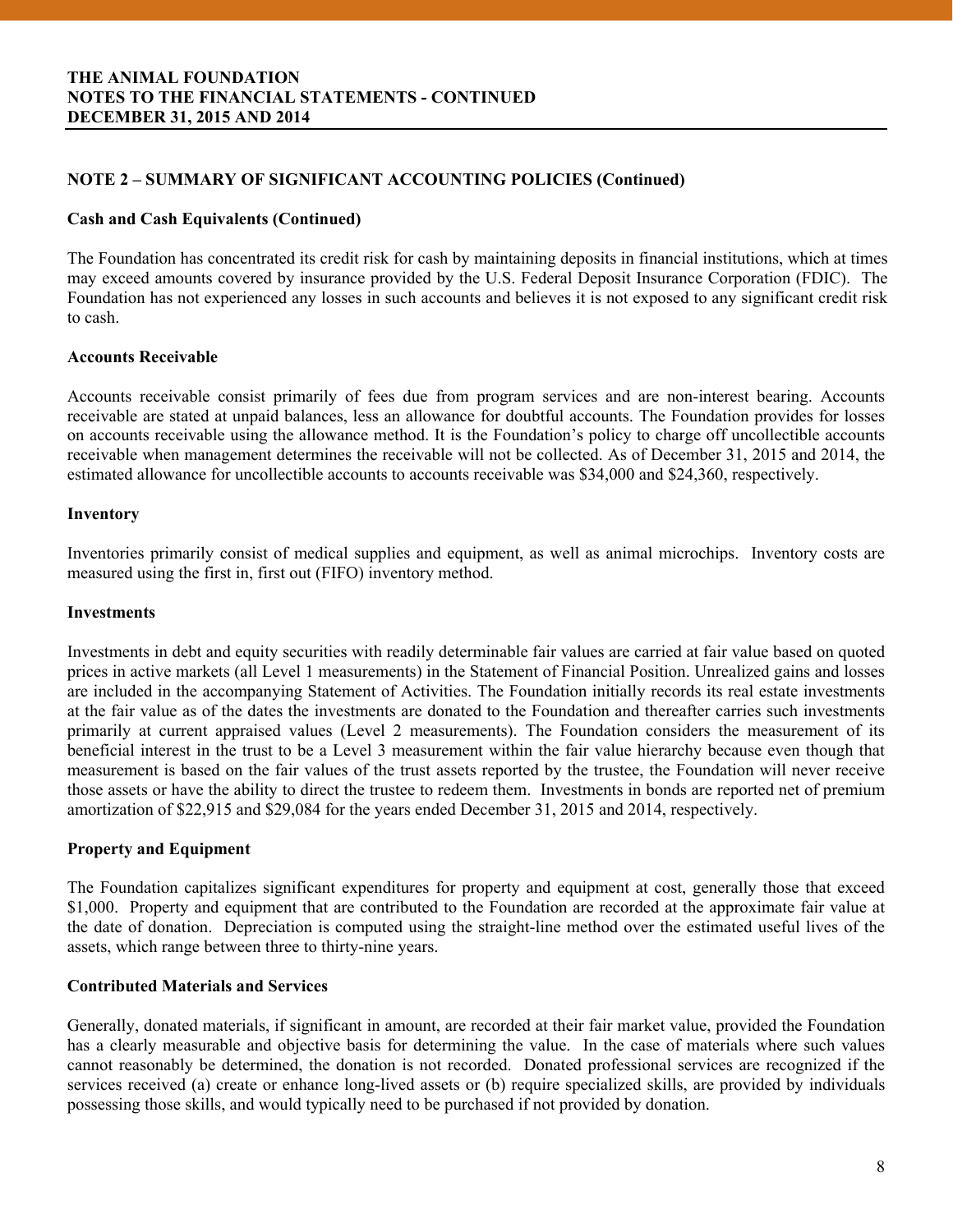## NOTE 2 – SUMMARY OF SIGNIFICANT ACCOUNTING POLICIES (Continued)

### Cash and Cash Equivalents (Continued)

The Foundation has concentrated its credit risk for cash by maintaining deposits in financial institutions, which at times may exceed amounts covered by insurance provided by the U.S. Federal Deposit Insurance Corporation (FDIC). The Foundation has not experienced any losses in such accounts and believes it is not exposed to any significant credit risk to cash.

### Accounts Receivable

Accounts receivable consist primarily of fees due from program services and are non-interest bearing. Accounts receivable are stated at unpaid balances, less an allowance for doubtful accounts. The Foundation provides for losses on accounts receivable using the allowance method. It is the Foundation's policy to charge off uncollectible accounts receivable when management determines the receivable will not be collected. As of December 31, 2015 and 2014, the estimated allowance for uncollectible accounts to accounts receivable was $34,000 and $24,360, respectively.

### Inventory

Inventories primarily consist of medical supplies and equipment, as well as animal microchips. Inventory costs are measured using the first in, first out (FIFO) inventory method.

### Investments

Investments in debt and equity securities with readily determinable fair values are carried at fair value based on quoted prices in active markets (all Level 1 measurements) in the Statement of Financial Position. Unrealized gains and losses are included in the accompanying Statement of Activities. The Foundation initially records its real estate investments at the fair value as of the dates the investments are donated to the Foundation and thereafter carries such investments primarily at current appraised values (Level 2 measurements). The Foundation considers the measurement of its beneficial interest in the trust to be a Level 3 measurement within the fair value hierarchy because even though that measurement is based on the fair values of the trust assets reported by the trustee, the Foundation will never receive those assets or have the ability to direct the trustee to redeem them. Investments in bonds are reported net of premium amortization of $22,915 and $29,084 for the years ended December 31, 2015 and 2014, respectively.

### Property and Equipment

The Foundation capitalizes significant expenditures for property and equipment at cost, generally those that exceed $1,000. Property and equipment that are contributed to the Foundation are recorded at the approximate fair value at the date of donation. Depreciation is computed using the straight-line method over the estimated useful lives of the assets, which range between three to thirty-nine years.

### Contributed Materials and Services

Generally, donated materials, if significant in amount, are recorded at their fair market value, provided the Foundation has a clearly measurable and objective basis for determining the value. In the case of materials where such values cannot reasonably be determined, the donation is not recorded. Donated professional services are recognized if the services received (a) create or enhance long-lived assets or (b) require specialized skills, are provided by individuals possessing those skills, and would typically need to be purchased if not provided by donation.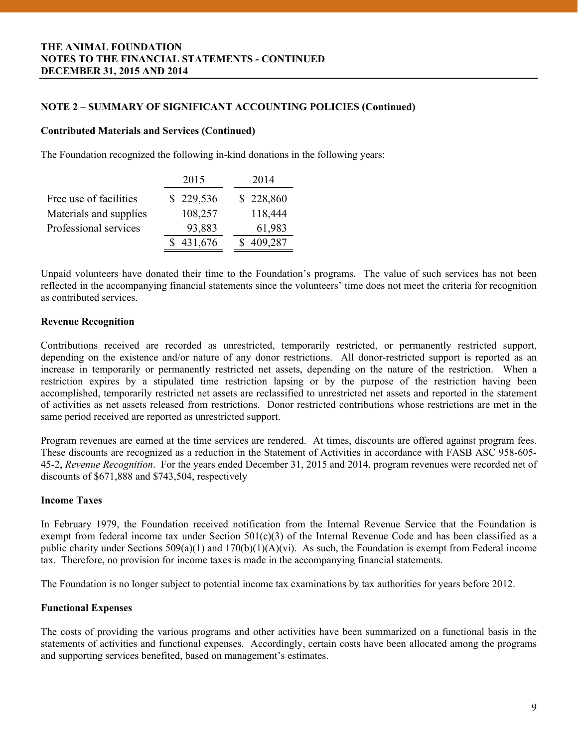**THE ANIMAL FOUNDATION**
**NOTES TO THE FINANCIAL STATEMENTS - CONTINUED**
**DECEMBER 31, 2015 AND 2014**

## NOTE 2 – SUMMARY OF SIGNIFICANT ACCOUNTING POLICIES (Continued)

### Contributed Materials and Services (Continued)

The Foundation recognized the following in-kind donations in the following years:

| | 2015 | 2014 |
|---|---|---|
| Free use of facilities | $ 229,536 | $ 228,860 |
| Materials and supplies | 108,257 | 118,444 |
| Professional services | 93,883 | 61,983 |
| | $ 431,676 | $ 409,287 |

Unpaid volunteers have donated their time to the Foundation's programs. The value of such services has not been reflected in the accompanying financial statements since the volunteers' time does not meet the criteria for recognition as contributed services.

### Revenue Recognition

Contributions received are recorded as unrestricted, temporarily restricted, or permanently restricted support, depending on the existence and/or nature of any donor restrictions. All donor-restricted support is reported as an increase in temporarily or permanently restricted net assets, depending on the nature of the restriction. When a restriction expires by a stipulated time restriction lapsing or by the purpose of the restriction having been accomplished, temporarily restricted net assets are reclassified to unrestricted net assets and reported in the statement of activities as net assets released from restrictions. Donor restricted contributions whose restrictions are met in the same period received are reported as unrestricted support.

Program revenues are earned at the time services are rendered. At times, discounts are offered against program fees. These discounts are recognized as a reduction in the Statement of Activities in accordance with FASB ASC 958-605-45-2, *Revenue Recognition*. For the years ended December 31, 2015 and 2014, program revenues were recorded net of discounts of $671,888 and $743,504, respectively

### Income Taxes

In February 1979, the Foundation received notification from the Internal Revenue Service that the Foundation is exempt from federal income tax under Section 501(c)(3) of the Internal Revenue Code and has been classified as a public charity under Sections 509(a)(1) and 170(b)(1)(A)(vi). As such, the Foundation is exempt from Federal income tax. Therefore, no provision for income taxes is made in the accompanying financial statements.

The Foundation is no longer subject to potential income tax examinations by tax authorities for years before 2012.

### Functional Expenses

The costs of providing the various programs and other activities have been summarized on a functional basis in the statements of activities and functional expenses. Accordingly, certain costs have been allocated among the programs and supporting services benefited, based on management's estimates.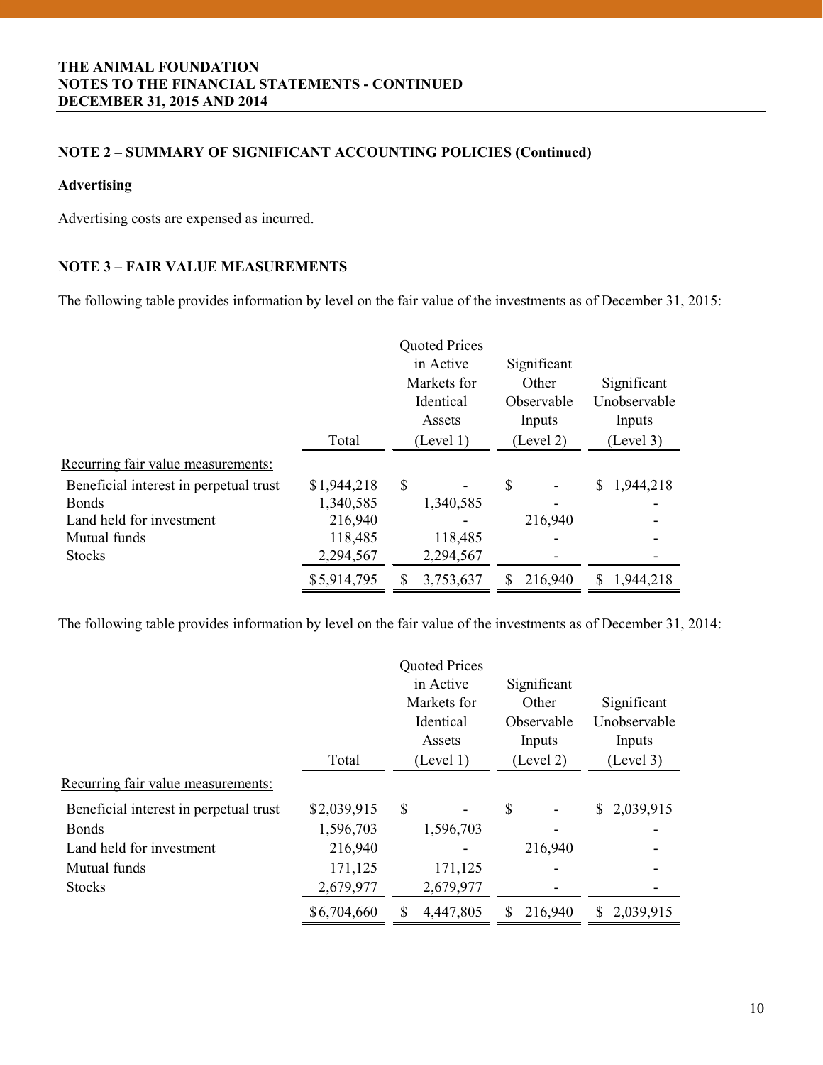**THE ANIMAL FOUNDATION**
**NOTES TO THE FINANCIAL STATEMENTS - CONTINUED**
**DECEMBER 31, 2015 AND 2014**

## NOTE 2 – SUMMARY OF SIGNIFICANT ACCOUNTING POLICIES (Continued)

### Advertising

Advertising costs are expensed as incurred.

## NOTE 3 – FAIR VALUE MEASUREMENTS

The following table provides information by level on the fair value of the investments as of December 31, 2015:

| | Total | Quoted Prices in Active Markets for Identical Assets (Level 1) | Significant Other Observable Inputs (Level 2) | Significant Unobservable Inputs (Level 3) |
|---|---|---|---|---|
| Recurring fair value measurements: | | | | |
| Beneficial interest in perpetual trust | $1,944,218 | $ - | $ - | $ 1,944,218 |
| Bonds | 1,340,585 | 1,340,585 | - | - |
| Land held for investment | 216,940 | - | 216,940 | - |
| Mutual funds | 118,485 | 118,485 | - | - |
| Stocks | 2,294,567 | 2,294,567 | - | - |
| | $5,914,795 | $ 3,753,637 | $ 216,940 | $ 1,944,218 |

The following table provides information by level on the fair value of the investments as of December 31, 2014:

| | Total | Quoted Prices in Active Markets for Identical Assets (Level 1) | Significant Other Observable Inputs (Level 2) | Significant Unobservable Inputs (Level 3) |
|---|---|---|---|---|
| Recurring fair value measurements: | | | | |
| Beneficial interest in perpetual trust | $2,039,915 | $ - | $ - | $ 2,039,915 |
| Bonds | 1,596,703 | 1,596,703 | - | - |
| Land held for investment | 216,940 | - | 216,940 | - |
| Mutual funds | 171,125 | 171,125 | - | - |
| Stocks | 2,679,977 | 2,679,977 | - | - |
| | $6,704,660 | $ 4,447,805 | $ 216,940 | $ 2,039,915 |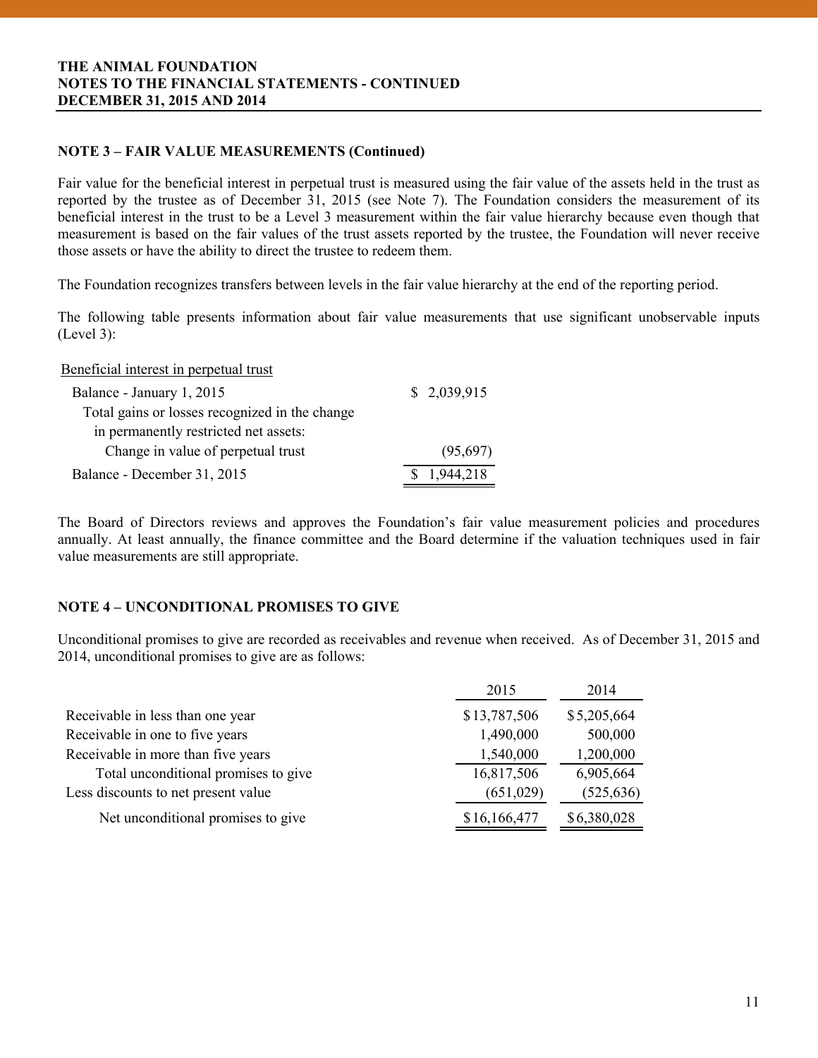**THE ANIMAL FOUNDATION**
**NOTES TO THE FINANCIAL STATEMENTS - CONTINUED**
**DECEMBER 31, 2015 AND 2014**

## NOTE 3 – FAIR VALUE MEASUREMENTS (Continued)

Fair value for the beneficial interest in perpetual trust is measured using the fair value of the assets held in the trust as reported by the trustee as of December 31, 2015 (see Note 7). The Foundation considers the measurement of its beneficial interest in the trust to be a Level 3 measurement within the fair value hierarchy because even though that measurement is based on the fair values of the trust assets reported by the trustee, the Foundation will never receive those assets or have the ability to direct the trustee to redeem them.

The Foundation recognizes transfers between levels in the fair value hierarchy at the end of the reporting period.

The following table presents information about fair value measurements that use significant unobservable inputs (Level 3):

| Beneficial interest in perpetual trust | |
|---|---|
| Balance - January 1, 2015 | $ 2,039,915 |
| Total gains or losses recognized in the change in permanently restricted net assets: | |
| Change in value of perpetual trust | (95,697) |
| Balance - December 31, 2015 | $ 1,944,218 |

The Board of Directors reviews and approves the Foundation's fair value measurement policies and procedures annually. At least annually, the finance committee and the Board determine if the valuation techniques used in fair value measurements are still appropriate.

## NOTE 4 – UNCONDITIONAL PROMISES TO GIVE

Unconditional promises to give are recorded as receivables and revenue when received. As of December 31, 2015 and 2014, unconditional promises to give are as follows:

| | 2015 | 2014 |
|---|---|---|
| Receivable in less than one year | $13,787,506 | $5,205,664 |
| Receivable in one to five years | 1,490,000 | 500,000 |
| Receivable in more than five years | 1,540,000 | 1,200,000 |
| Total unconditional promises to give | 16,817,506 | 6,905,664 |
| Less discounts to net present value | (651,029) | (525,636) |
| Net unconditional promises to give | $16,166,477 | $6,380,028 |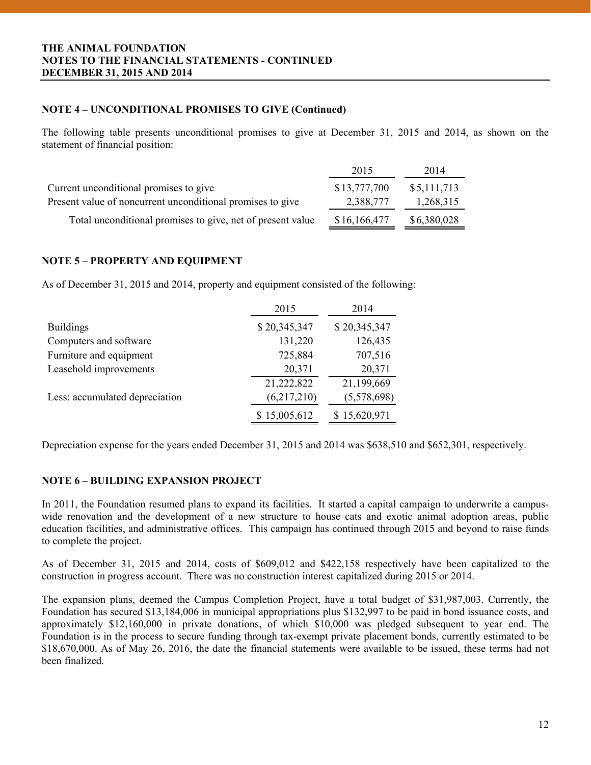### NOTE 4 – UNCONDITIONAL PROMISES TO GIVE (Continued)

The following table presents unconditional promises to give at December 31, 2015 and 2014, as shown on the statement of financial position:

| | 2015 | 2014 |
|---|---|---|
| Current unconditional promises to give | $13,777,700 | $5,111,713 |
| Present value of noncurrent unconditional promises to give | 2,388,777 | 1,268,315 |
| Total unconditional promises to give, net of present value | $16,166,477 | $6,380,028 |

### NOTE 5 – PROPERTY AND EQUIPMENT

As of December 31, 2015 and 2014, property and equipment consisted of the following:

| | 2015 | 2014 |
|---|---|---|
| Buildings | $ 20,345,347 | $ 20,345,347 |
| Computers and software | 131,220 | 126,435 |
| Furniture and equipment | 725,884 | 707,516 |
| Leasehold improvements | 20,371 | 20,371 |
| | 21,222,822 | 21,199,669 |
| Less: accumulated depreciation | (6,217,210) | (5,578,698) |
| | $ 15,005,612 | $ 15,620,971 |

Depreciation expense for the years ended December 31, 2015 and 2014 was $638,510 and $652,301, respectively.

### NOTE 6 – BUILDING EXPANSION PROJECT

In 2011, the Foundation resumed plans to expand its facilities. It started a capital campaign to underwrite a campus-wide renovation and the development of a new structure to house cats and exotic animal adoption areas, public education facilities, and administrative offices. This campaign has continued through 2015 and beyond to raise funds to complete the project.

As of December 31, 2015 and 2014, costs of $609,012 and $422,158 respectively have been capitalized to the construction in progress account. There was no construction interest capitalized during 2015 or 2014.

The expansion plans, deemed the Campus Completion Project, have a total budget of $31,987,003. Currently, the Foundation has secured $13,184,006 in municipal appropriations plus $132,997 to be paid in bond issuance costs, and approximately $12,160,000 in private donations, of which $10,000 was pledged subsequent to year end. The Foundation is in the process to secure funding through tax-exempt private placement bonds, currently estimated to be $18,670,000. As of May 26, 2016, the date the financial statements were available to be issued, these terms had not been finalized.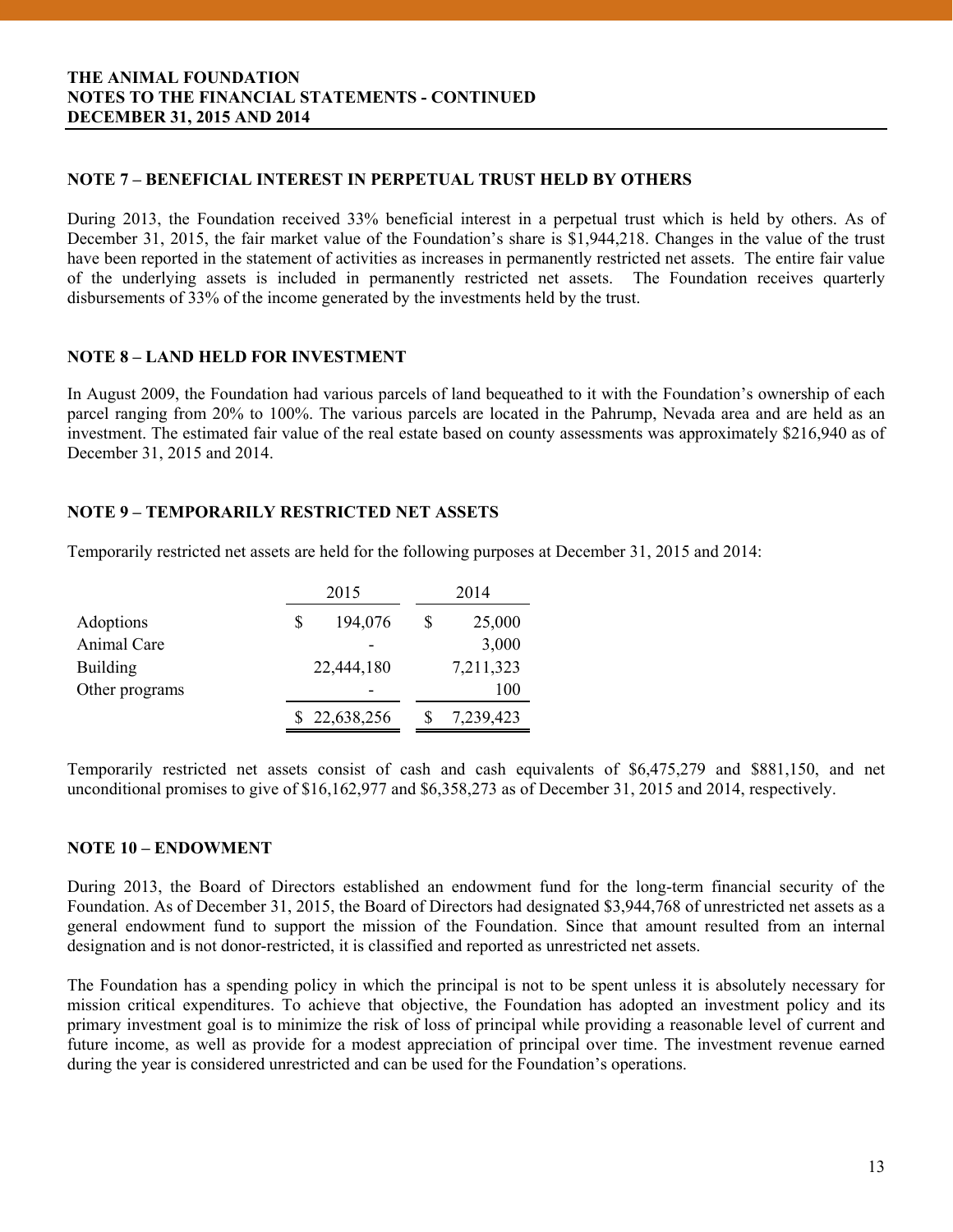## NOTE 7 – BENEFICIAL INTEREST IN PERPETUAL TRUST HELD BY OTHERS

During 2013, the Foundation received 33% beneficial interest in a perpetual trust which is held by others. As of December 31, 2015, the fair market value of the Foundation's share is $1,944,218. Changes in the value of the trust have been reported in the statement of activities as increases in permanently restricted net assets. The entire fair value of the underlying assets is included in permanently restricted net assets. The Foundation receives quarterly disbursements of 33% of the income generated by the investments held by the trust.

## NOTE 8 – LAND HELD FOR INVESTMENT

In August 2009, the Foundation had various parcels of land bequeathed to it with the Foundation's ownership of each parcel ranging from 20% to 100%. The various parcels are located in the Pahrump, Nevada area and are held as an investment. The estimated fair value of the real estate based on county assessments was approximately $216,940 as of December 31, 2015 and 2014.

## NOTE 9 – TEMPORARILY RESTRICTED NET ASSETS

Temporarily restricted net assets are held for the following purposes at December 31, 2015 and 2014:

| | 2015 | 2014 |
|---|---|---|
| Adoptions | $ 194,076 | $ 25,000 |
| Animal Care | - | 3,000 |
| Building | 22,444,180 | 7,211,323 |
| Other programs | - | 100 |
| | $ 22,638,256 | $ 7,239,423 |

Temporarily restricted net assets consist of cash and cash equivalents of $6,475,279 and $881,150, and net unconditional promises to give of $16,162,977 and $6,358,273 as of December 31, 2015 and 2014, respectively.

## NOTE 10 – ENDOWMENT

During 2013, the Board of Directors established an endowment fund for the long-term financial security of the Foundation. As of December 31, 2015, the Board of Directors had designated $3,944,768 of unrestricted net assets as a general endowment fund to support the mission of the Foundation. Since that amount resulted from an internal designation and is not donor-restricted, it is classified and reported as unrestricted net assets.

The Foundation has a spending policy in which the principal is not to be spent unless it is absolutely necessary for mission critical expenditures. To achieve that objective, the Foundation has adopted an investment policy and its primary investment goal is to minimize the risk of loss of principal while providing a reasonable level of current and future income, as well as provide for a modest appreciation of principal over time. The investment revenue earned during the year is considered unrestricted and can be used for the Foundation's operations.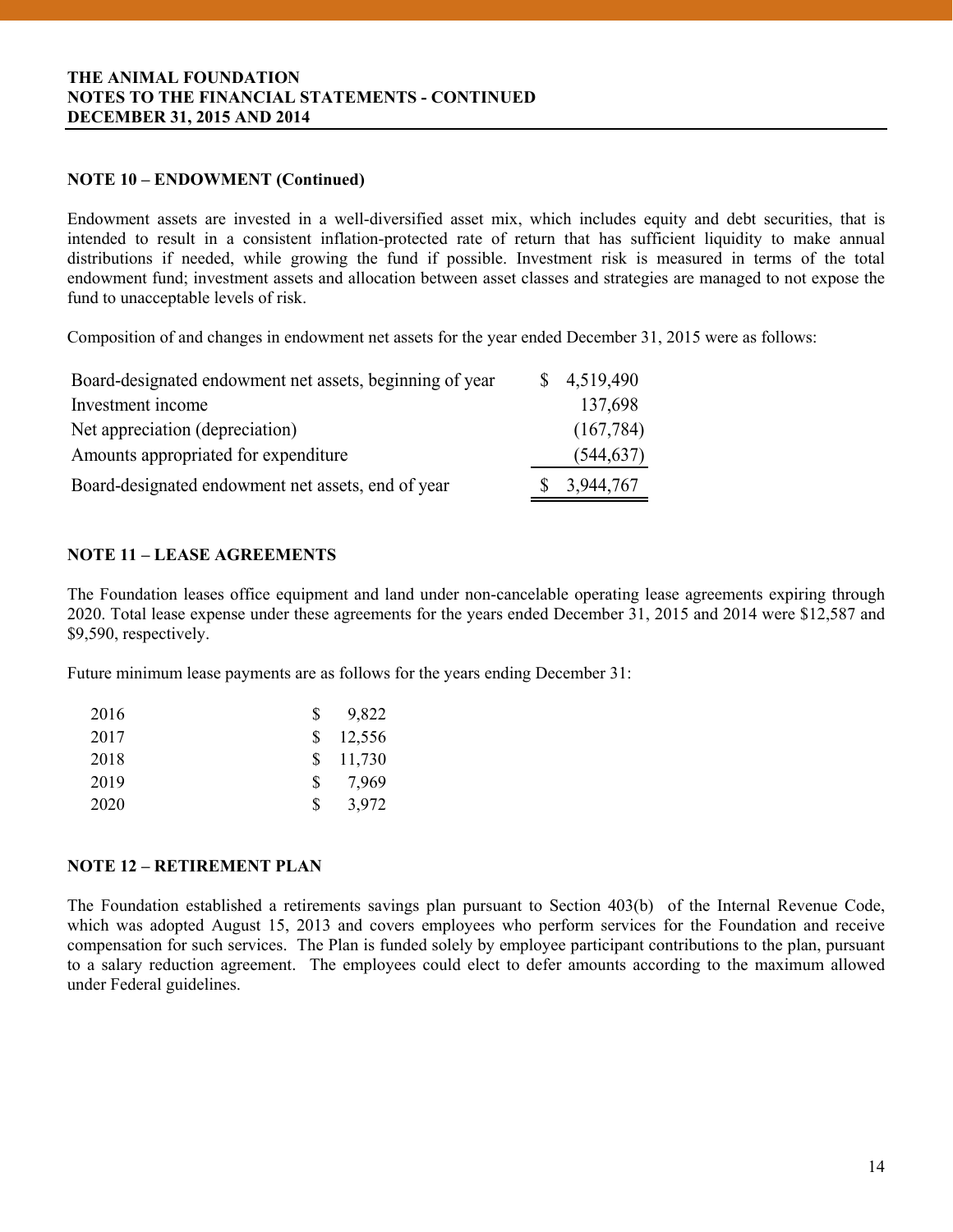## NOTE 10 – ENDOWMENT (Continued)

Endowment assets are invested in a well-diversified asset mix, which includes equity and debt securities, that is intended to result in a consistent inflation-protected rate of return that has sufficient liquidity to make annual distributions if needed, while growing the fund if possible. Investment risk is measured in terms of the total endowment fund; investment assets and allocation between asset classes and strategies are managed to not expose the fund to unacceptable levels of risk.

Composition of and changes in endowment net assets for the year ended December 31, 2015 were as follows:

| | |
|---|---|
| Board-designated endowment net assets, beginning of year | $ 4,519,490 |
| Investment income | 137,698 |
| Net appreciation (depreciation) | (167,784) |
| Amounts appropriated for expenditure | (544,637) |
| Board-designated endowment net assets, end of year | $ 3,944,767 |

## NOTE 11 – LEASE AGREEMENTS

The Foundation leases office equipment and land under non-cancelable operating lease agreements expiring through 2020. Total lease expense under these agreements for the years ended December 31, 2015 and 2014 were $12,587 and $9,590, respectively.

Future minimum lease payments are as follows for the years ending December 31:

| | |
|---|---|
| 2016 | $ 9,822 |
| 2017 | $ 12,556 |
| 2018 | $ 11,730 |
| 2019 | $ 7,969 |
| 2020 | $ 3,972 |

## NOTE 12 – RETIREMENT PLAN

The Foundation established a retirements savings plan pursuant to Section 403(b) of the Internal Revenue Code, which was adopted August 15, 2013 and covers employees who perform services for the Foundation and receive compensation for such services. The Plan is funded solely by employee participant contributions to the plan, pursuant to a salary reduction agreement. The employees could elect to defer amounts according to the maximum allowed under Federal guidelines.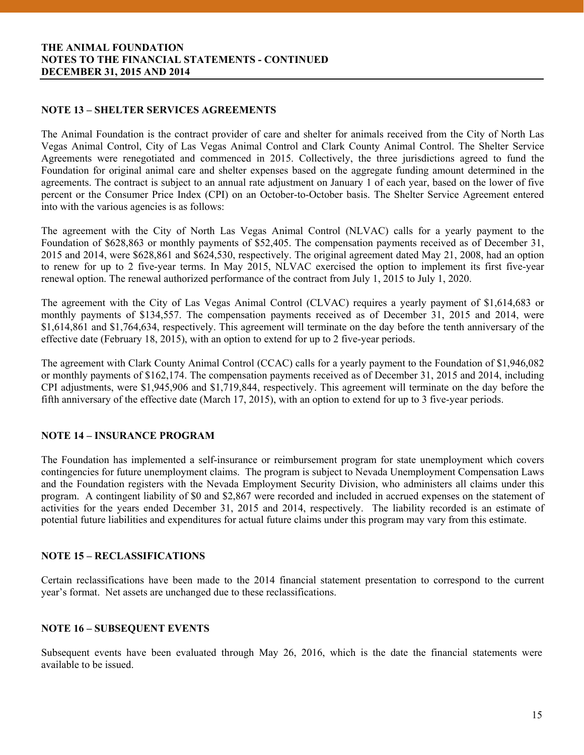## NOTE 13 – SHELTER SERVICES AGREEMENTS

The Animal Foundation is the contract provider of care and shelter for animals received from the City of North Las Vegas Animal Control, City of Las Vegas Animal Control and Clark County Animal Control. The Shelter Service Agreements were renegotiated and commenced in 2015. Collectively, the three jurisdictions agreed to fund the Foundation for original animal care and shelter expenses based on the aggregate funding amount determined in the agreements. The contract is subject to an annual rate adjustment on January 1 of each year, based on the lower of five percent or the Consumer Price Index (CPI) on an October-to-October basis. The Shelter Service Agreement entered into with the various agencies is as follows:

The agreement with the City of North Las Vegas Animal Control (NLVAC) calls for a yearly payment to the Foundation of $628,863 or monthly payments of $52,405. The compensation payments received as of December 31, 2015 and 2014, were $628,861 and $624,530, respectively. The original agreement dated May 21, 2008, had an option to renew for up to 2 five-year terms. In May 2015, NLVAC exercised the option to implement its first five-year renewal option. The renewal authorized performance of the contract from July 1, 2015 to July 1, 2020.

The agreement with the City of Las Vegas Animal Control (CLVAC) requires a yearly payment of $1,614,683 or monthly payments of $134,557. The compensation payments received as of December 31, 2015 and 2014, were $1,614,861 and $1,764,634, respectively. This agreement will terminate on the day before the tenth anniversary of the effective date (February 18, 2015), with an option to extend for up to 2 five-year periods.

The agreement with Clark County Animal Control (CCAC) calls for a yearly payment to the Foundation of $1,946,082 or monthly payments of $162,174. The compensation payments received as of December 31, 2015 and 2014, including CPI adjustments, were $1,945,906 and $1,719,844, respectively. This agreement will terminate on the day before the fifth anniversary of the effective date (March 17, 2015), with an option to extend for up to 3 five-year periods.

## NOTE 14 – INSURANCE PROGRAM

The Foundation has implemented a self-insurance or reimbursement program for state unemployment which covers contingencies for future unemployment claims. The program is subject to Nevada Unemployment Compensation Laws and the Foundation registers with the Nevada Employment Security Division, who administers all claims under this program. A contingent liability of $0 and $2,867 were recorded and included in accrued expenses on the statement of activities for the years ended December 31, 2015 and 2014, respectively. The liability recorded is an estimate of potential future liabilities and expenditures for actual future claims under this program may vary from this estimate.

## NOTE 15 – RECLASSIFICATIONS

Certain reclassifications have been made to the 2014 financial statement presentation to correspond to the current year's format. Net assets are unchanged due to these reclassifications.

## NOTE 16 – SUBSEQUENT EVENTS

Subsequent events have been evaluated through May 26, 2016, which is the date the financial statements were available to be issued.